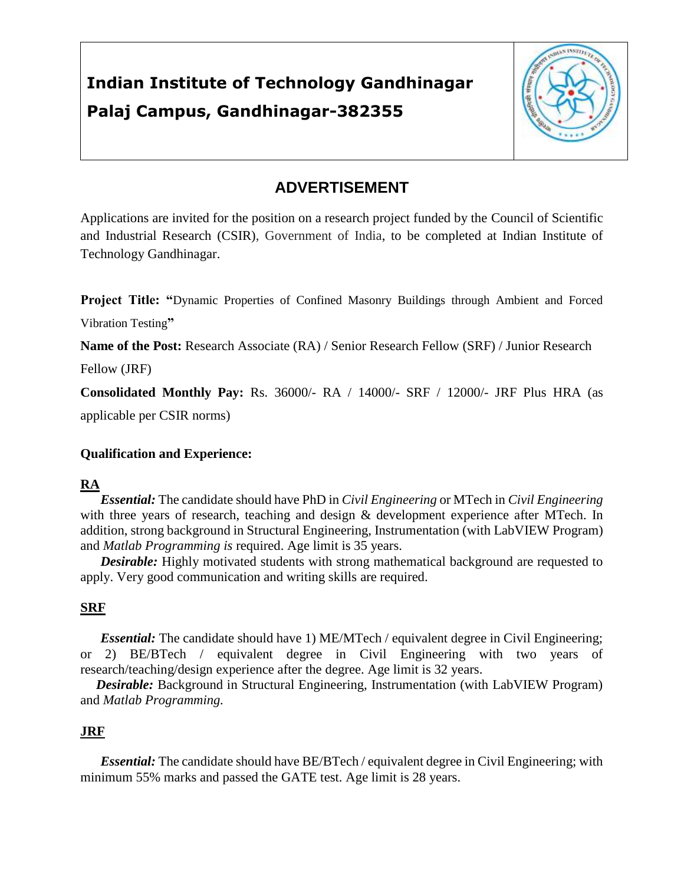# Indian Institute of Technology Gandhinagar
# Palaj Campus, Gandhinagar-382355

## ADVERTISEMENT

Applications are invited for the position on a research project funded by the Council of Scientific and Industrial Research (CSIR), Government of India, to be completed at Indian Institute of Technology Gandhinagar.

**Project Title: "**Dynamic Properties of Confined Masonry Buildings through Ambient and Forced Vibration Testing**"**

**Name of the Post:** Research Associate (RA) / Senior Research Fellow (SRF) / Junior Research Fellow (JRF)

**Consolidated Monthly Pay:** Rs. 36000/- RA / 14000/- SRF / 12000/- JRF Plus HRA (as applicable per CSIR norms)

**Qualification and Experience:**

**RA**

***Essential:*** The candidate should have PhD in *Civil Engineering* or MTech in *Civil Engineering* with three years of research, teaching and design & development experience after MTech. In addition, strong background in Structural Engineering, Instrumentation (with LabVIEW Program) and *Matlab Programming is* required. Age limit is 35 years.

***Desirable:*** Highly motivated students with strong mathematical background are requested to apply. Very good communication and writing skills are required.

**SRF**

***Essential:*** The candidate should have 1) ME/MTech / equivalent degree in Civil Engineering; or 2) BE/BTech / equivalent degree in Civil Engineering with two years of research/teaching/design experience after the degree. Age limit is 32 years.

***Desirable:*** Background in Structural Engineering, Instrumentation (with LabVIEW Program) and *Matlab Programming.*

**JRF**

***Essential:*** The candidate should have BE/BTech / equivalent degree in Civil Engineering; with minimum 55% marks and passed the GATE test. Age limit is 28 years.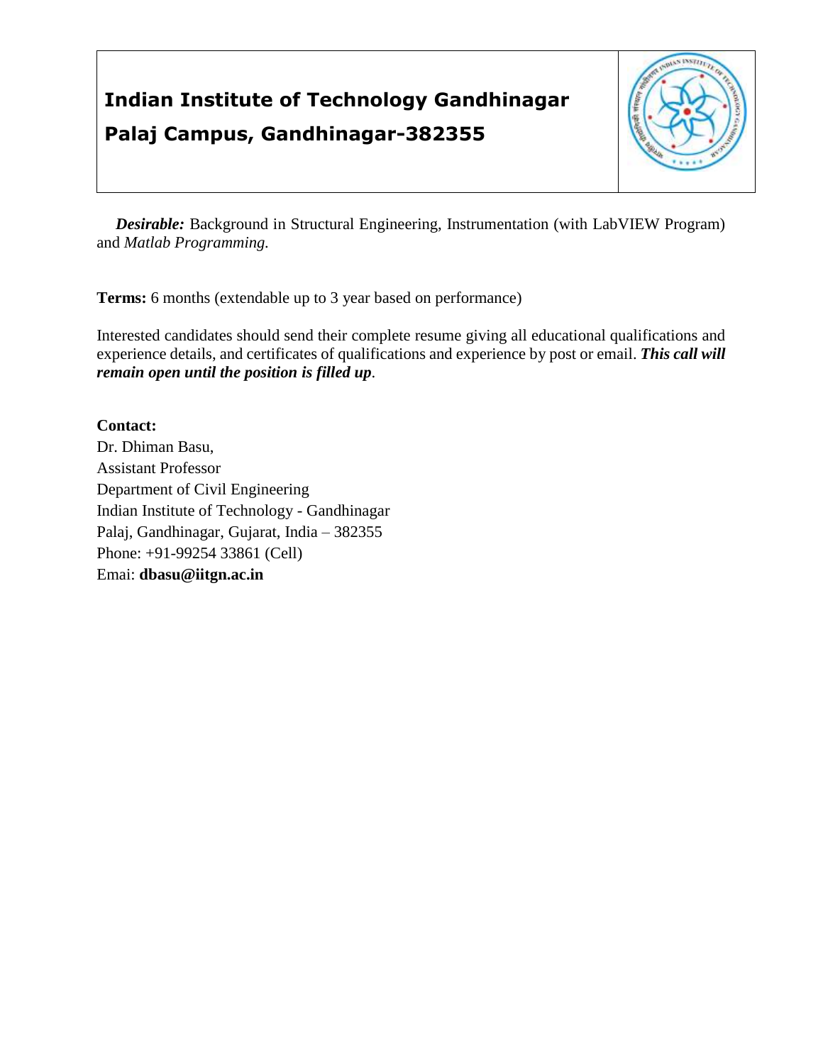**Indian Institute of Technology Gandhinagar**

**Palaj Campus, Gandhinagar-382355**

***Desirable:*** Background in Structural Engineering, Instrumentation (with LabVIEW Program) and *Matlab Programming.*

**Terms:** 6 months (extendable up to 3 year based on performance)

Interested candidates should send their complete resume giving all educational qualifications and experience details, and certificates of qualifications and experience by post or email. ***This call will remain open until the position is filled up***.

**Contact:**
Dr. Dhiman Basu,
Assistant Professor
Department of Civil Engineering
Indian Institute of Technology - Gandhinagar
Palaj, Gandhinagar, Gujarat, India – 382355
Phone: +91-99254 33861 (Cell)
Emai: **dbasu@iitgn.ac.in**